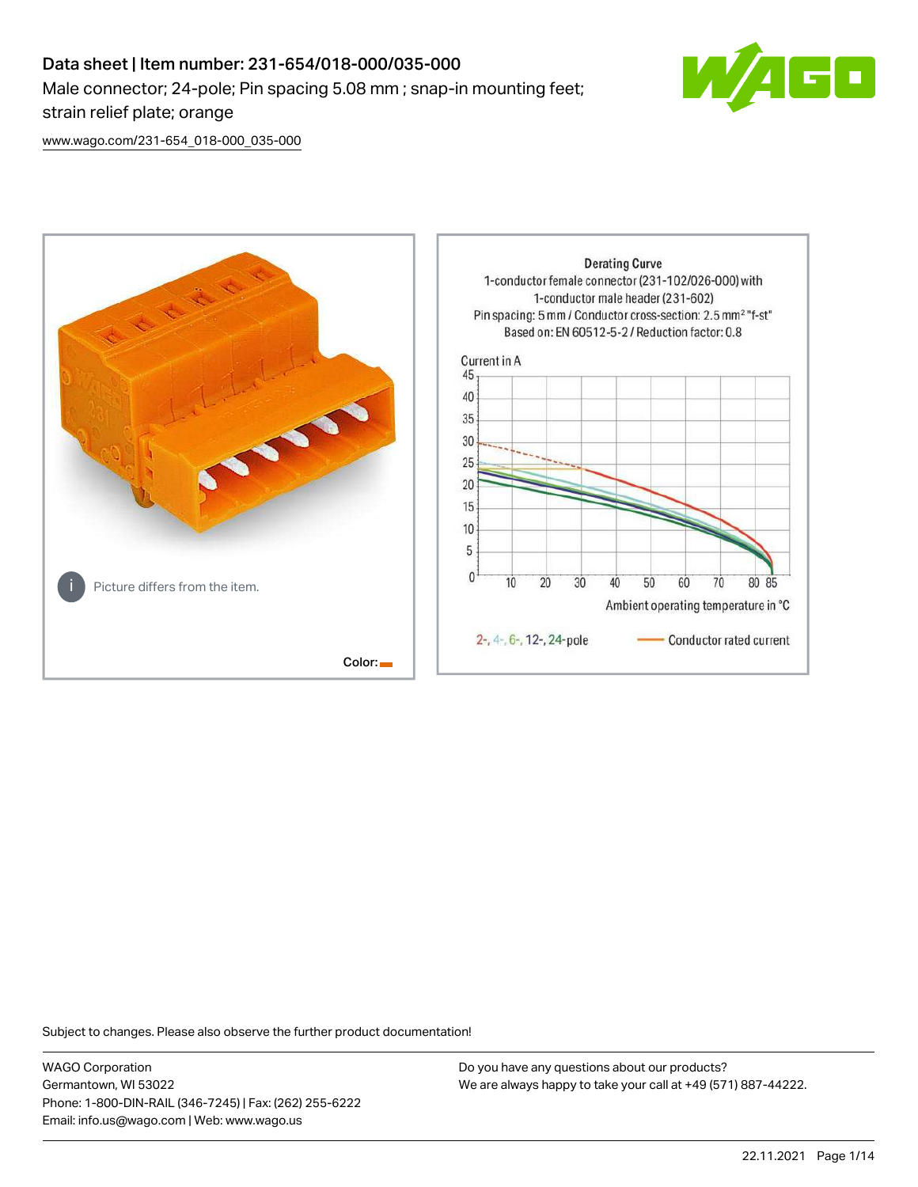# Data sheet | Item number: 231-654/018-000/035-000

Male connector; 24-pole; Pin spacing 5.08 mm ; snap-in mounting feet; strain relief plate; orange

www.wago.com/231-654_018-000_035-000

Picture differs from the item.

Color:

Derating Curve
1-conductor female connector (231-102/026-000) with 1-conductor male header (231-602)
Pin spacing: 5 mm / Conductor cross-section: 2.5 mm² "f-st"
Based on: EN 60512-5-2 / Reduction factor: 0.8

Current in A

Ambient operating temperature in °C

2-, 4-, 6-, 12-, 24-pole — Conductor rated current

Subject to changes. Please also observe the further product documentation!

WAGO Corporation
Germantown, WI 53022
Phone: 1-800-DIN-RAIL (346-7245) | Fax: (262) 255-6222
Email: info.us@wago.com | Web: www.wago.us

Do you have any questions about our products?
We are always happy to take your call at +49 (571) 887-44222.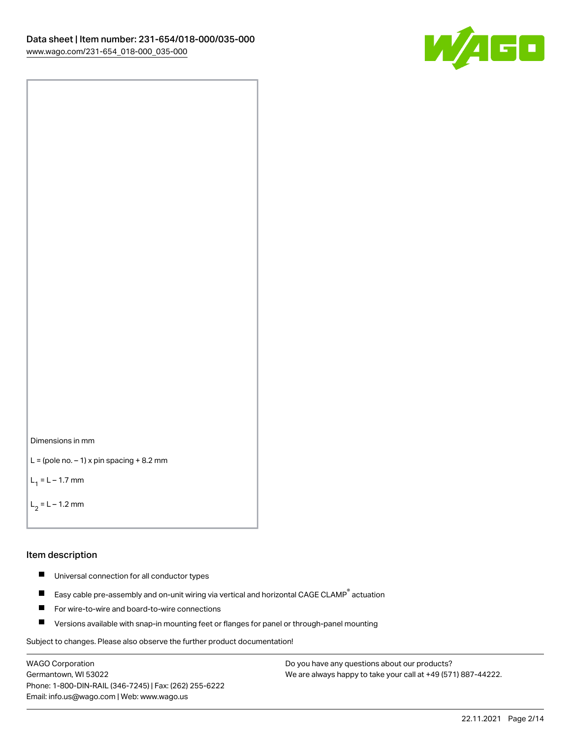Dimensions in mm

$L$ = (pole no. – 1) x pin spacing + 8.2 mm

$L_1 = L - 1.7$ mm

$L_2 = L - 1.2$ mm

## Item description

- Universal connection for all conductor types
- Easy cable pre-assembly and on-unit wiring via vertical and horizontal CAGE CLAMP® actuation
- For wire-to-wire and board-to-wire connections
- Versions available with snap-in mounting feet or flanges for panel or through-panel mounting

Subject to changes. Please also observe the further product documentation!

WAGO Corporation
Germantown, WI 53022
Phone: 1-800-DIN-RAIL (346-7245) | Fax: (262) 255-6222
Email: info.us@wago.com | Web: www.wago.us

Do you have any questions about our products?
We are always happy to take your call at +49 (571) 887-44222.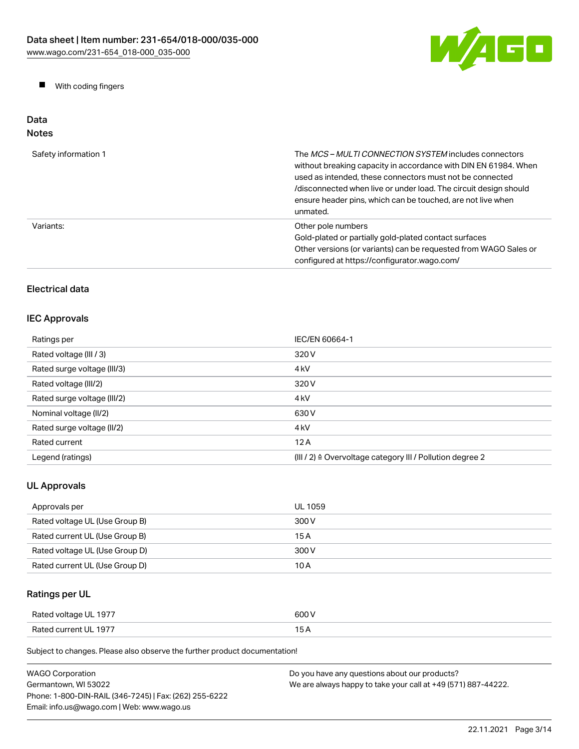- With coding fingers

## Data

### Notes

| | |
|---|---|
| Safety information 1 | The *MCS – MULTI CONNECTION SYSTEM* includes connectors without breaking capacity in accordance with DIN EN 61984. When used as intended, these connectors must not be connected /disconnected when live or under load. The circuit design should ensure header pins, which can be touched, are not live when unmated. |
| Variants: | Other pole numbers<br>Gold-plated or partially gold-plated contact surfaces<br>Other versions (or variants) can be requested from WAGO Sales or configured at https://configurator.wago.com/ |

### Electrical data

### IEC Approvals

| | |
|---|---|
| Ratings per | IEC/EN 60664-1 |
| Rated voltage (III / 3) | 320 V |
| Rated surge voltage (III/3) | 4 kV |
| Rated voltage (III/2) | 320 V |
| Rated surge voltage (III/2) | 4 kV |
| Nominal voltage (II/2) | 630 V |
| Rated surge voltage (II/2) | 4 kV |
| Rated current | 12 A |
| Legend (ratings) | (III / 2) ≙ Overvoltage category III / Pollution degree 2 |

### UL Approvals

| | |
|---|---|
| Approvals per | UL 1059 |
| Rated voltage UL (Use Group B) | 300 V |
| Rated current UL (Use Group B) | 15 A |
| Rated voltage UL (Use Group D) | 300 V |
| Rated current UL (Use Group D) | 10 A |

### Ratings per UL

| | |
|---|---|
| Rated voltage UL 1977 | 600 V |
| Rated current UL 1977 | 15 A |

Subject to changes. Please also observe the further product documentation!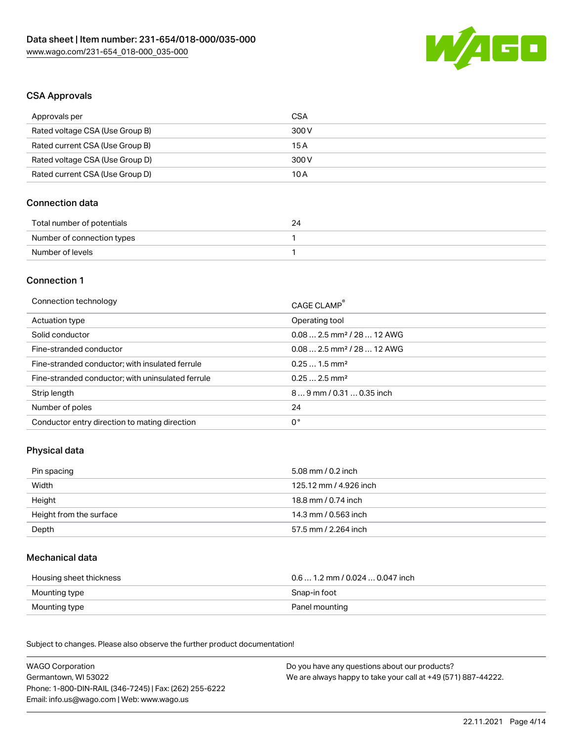### CSA Approvals

| Approvals per | CSA |
| --- | --- |
| Rated voltage CSA (Use Group B) | 300 V |
| Rated current CSA (Use Group B) | 15 A |
| Rated voltage CSA (Use Group D) | 300 V |
| Rated current CSA (Use Group D) | 10 A |

### Connection data

| Total number of potentials | 24 |
| --- | --- |
| Number of connection types | 1 |
| Number of levels | 1 |

### Connection 1

| Connection technology | CAGE CLAMP® |
| --- | --- |
| Actuation type | Operating tool |
| Solid conductor | 0.08 … 2.5 mm² / 28 … 12 AWG |
| Fine-stranded conductor | 0.08 … 2.5 mm² / 28 … 12 AWG |
| Fine-stranded conductor; with insulated ferrule | 0.25 … 1.5 mm² |
| Fine-stranded conductor; with uninsulated ferrule | 0.25 … 2.5 mm² |
| Strip length | 8 … 9 mm / 0.31 … 0.35 inch |
| Number of poles | 24 |
| Conductor entry direction to mating direction | 0 ° |

### Physical data

| Pin spacing | 5.08 mm / 0.2 inch |
| --- | --- |
| Width | 125.12 mm / 4.926 inch |
| Height | 18.8 mm / 0.74 inch |
| Height from the surface | 14.3 mm / 0.563 inch |
| Depth | 57.5 mm / 2.264 inch |

### Mechanical data

| Housing sheet thickness | 0.6 … 1.2 mm / 0.024 … 0.047 inch |
| --- | --- |
| Mounting type | Snap-in foot |
| Mounting type | Panel mounting |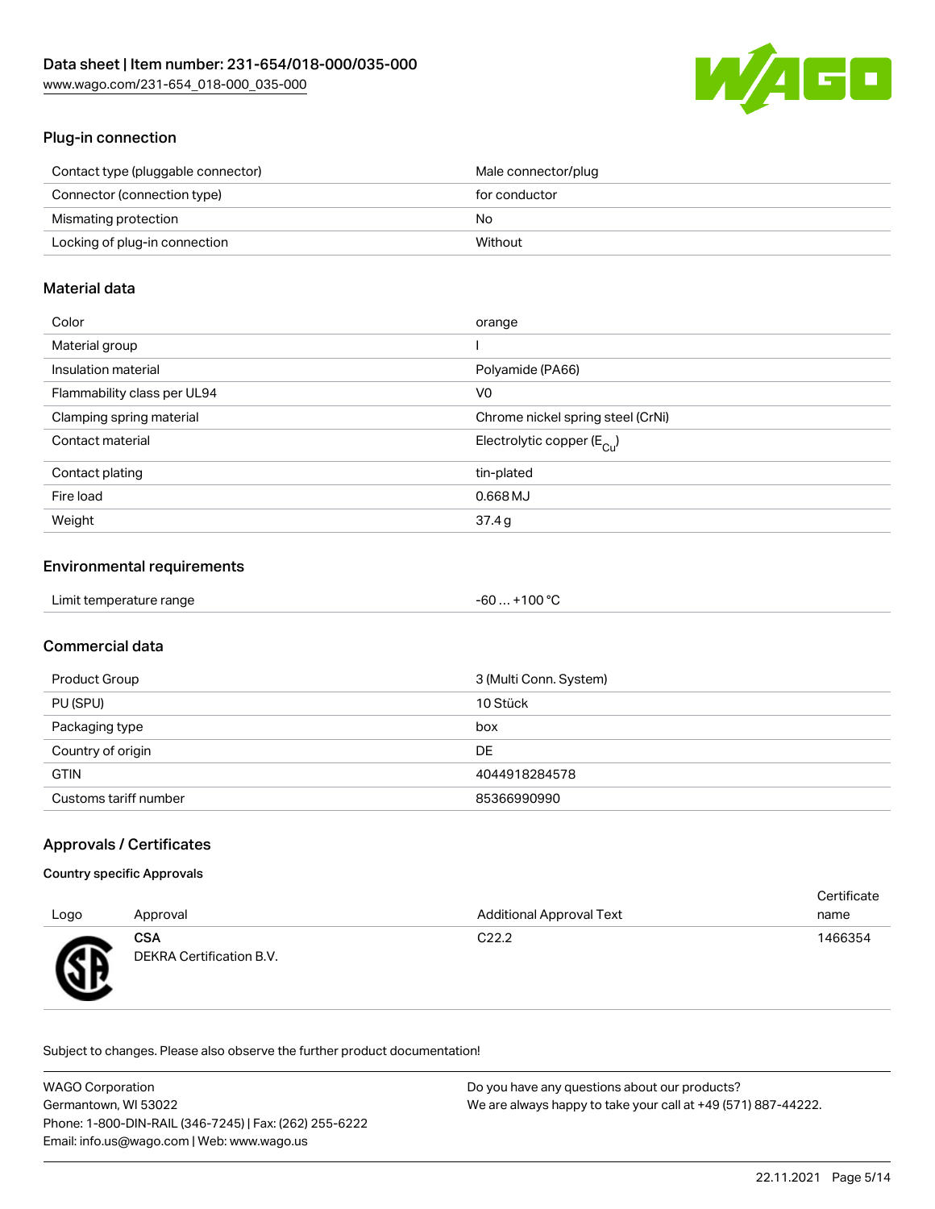## Plug-in connection

| | |
|---|---|
| Contact type (pluggable connector) | Male connector/plug |
| Connector (connection type) | for conductor |
| Mismating protection | No |
| Locking of plug-in connection | Without |

## Material data

| | |
|---|---|
| Color | orange |
| Material group | I |
| Insulation material | Polyamide (PA66) |
| Flammability class per UL94 | V0 |
| Clamping spring material | Chrome nickel spring steel (CrNi) |
| Contact material | Electrolytic copper ($E_{Cu}$) |
| Contact plating | tin-plated |
| Fire load | 0.668 MJ |
| Weight | 37.4 g |

## Environmental requirements

| | |
|---|---|
| Limit temperature range | -60 … +100 °C |

## Commercial data

| | |
|---|---|
| Product Group | 3 (Multi Conn. System) |
| PU (SPU) | 10 Stück |
| Packaging type | box |
| Country of origin | DE |
| GTIN | 4044918284578 |
| Customs tariff number | 85366990990 |

## Approvals / Certificates

### Country specific Approvals

| Logo | Approval | Additional Approval Text | Certificate name |
|---|---|---|---|
| | **CSA** DEKRA Certification B.V. | C22.2 | 1466354 |

Subject to changes. Please also observe the further product documentation!

WAGO Corporation
Germantown, WI 53022
Phone: 1-800-DIN-RAIL (346-7245) | Fax: (262) 255-6222
Email: info.us@wago.com | Web: www.wago.us

Do you have any questions about our products?
We are always happy to take your call at +49 (571) 887-44222.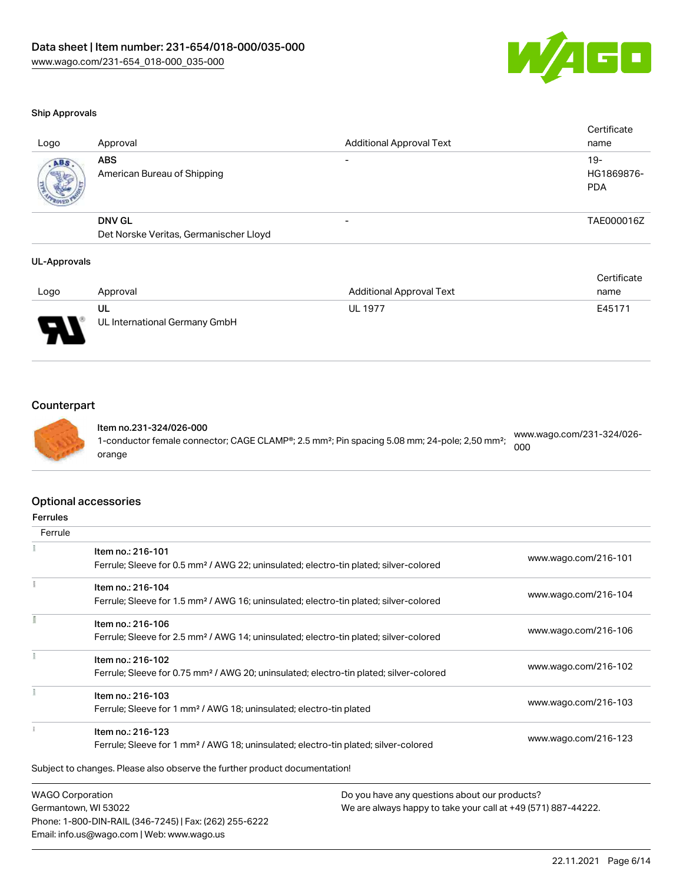### Ship Approvals

| Logo | Approval | Additional Approval Text | Certificate name |
| --- | --- | --- | --- |
| | **ABS**<br>American Bureau of Shipping | - | 19-HG1869876-PDA |
| | **DNV GL**<br>Det Norske Veritas, Germanischer Lloyd | - | TAE000016Z |

### UL-Approvals

| Logo | Approval | Additional Approval Text | Certificate name |
| --- | --- | --- | --- |
| | **UL**<br>UL International Germany GmbH | UL 1977 | E45171 |

## Counterpart

| | | |
| --- | --- | --- |
| | **Item no.231-324/026-000**<br>1-conductor female connector; CAGE CLAMP®; 2.5 mm²; Pin spacing 5.08 mm; 24-pole; 2,50 mm²; orange | www.wago.com/231-324/026-000 |

## Optional accessories

### Ferrules

| Ferrule | | |
| --- | --- | --- |
| | **Item no.: 216-101**<br>Ferrule; Sleeve for 0.5 mm² / AWG 22; uninsulated; electro-tin plated; silver-colored | www.wago.com/216-101 |
| | **Item no.: 216-104**<br>Ferrule; Sleeve for 1.5 mm² / AWG 16; uninsulated; electro-tin plated; silver-colored | www.wago.com/216-104 |
| | **Item no.: 216-106**<br>Ferrule; Sleeve for 2.5 mm² / AWG 14; uninsulated; electro-tin plated; silver-colored | www.wago.com/216-106 |
| | **Item no.: 216-102**<br>Ferrule; Sleeve for 0.75 mm² / AWG 20; uninsulated; electro-tin plated; silver-colored | www.wago.com/216-102 |
| | **Item no.: 216-103**<br>Ferrule; Sleeve for 1 mm² / AWG 18; uninsulated; electro-tin plated | www.wago.com/216-103 |
| | **Item no.: 216-123**<br>Ferrule; Sleeve for 1 mm² / AWG 18; uninsulated; electro-tin plated; silver-colored | www.wago.com/216-123 |

Subject to changes. Please also observe the further product documentation!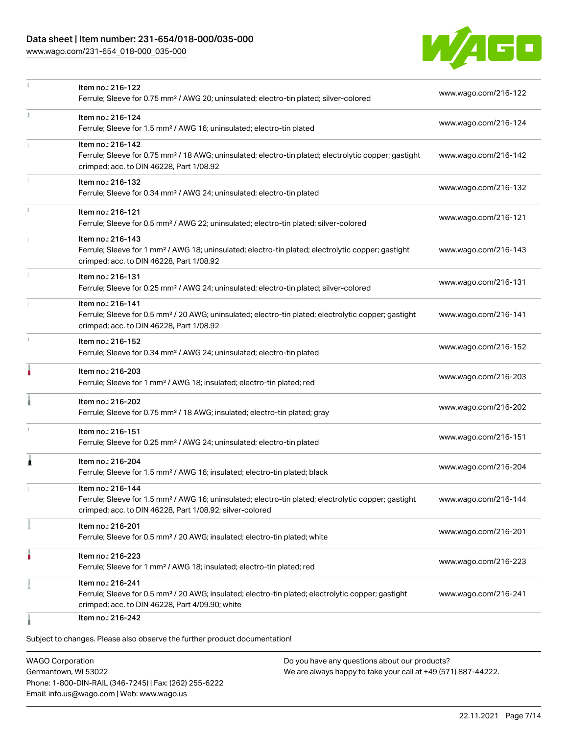| Item | Link |
| --- | --- |
| Item no.: 216-122<br>Ferrule; Sleeve for 0.75 mm² / AWG 20; uninsulated; electro-tin plated; silver-colored | www.wago.com/216-122 |
| Item no.: 216-124<br>Ferrule; Sleeve for 1.5 mm² / AWG 16; uninsulated; electro-tin plated | www.wago.com/216-124 |
| Item no.: 216-142<br>Ferrule; Sleeve for 0.75 mm² / 18 AWG; uninsulated; electro-tin plated; electrolytic copper; gastight crimped; acc. to DIN 46228, Part 1/08.92 | www.wago.com/216-142 |
| Item no.: 216-132<br>Ferrule; Sleeve for 0.34 mm² / AWG 24; uninsulated; electro-tin plated | www.wago.com/216-132 |
| Item no.: 216-121<br>Ferrule; Sleeve for 0.5 mm² / AWG 22; uninsulated; electro-tin plated; silver-colored | www.wago.com/216-121 |
| Item no.: 216-143<br>Ferrule; Sleeve for 1 mm² / AWG 18; uninsulated; electro-tin plated; electrolytic copper; gastight crimped; acc. to DIN 46228, Part 1/08.92 | www.wago.com/216-143 |
| Item no.: 216-131<br>Ferrule; Sleeve for 0.25 mm² / AWG 24; uninsulated; electro-tin plated; silver-colored | www.wago.com/216-131 |
| Item no.: 216-141<br>Ferrule; Sleeve for 0.5 mm² / 20 AWG; uninsulated; electro-tin plated; electrolytic copper; gastight crimped; acc. to DIN 46228, Part 1/08.92 | www.wago.com/216-141 |
| Item no.: 216-152<br>Ferrule; Sleeve for 0.34 mm² / AWG 24; uninsulated; electro-tin plated | www.wago.com/216-152 |
| Item no.: 216-203<br>Ferrule; Sleeve for 1 mm² / AWG 18; insulated; electro-tin plated; red | www.wago.com/216-203 |
| Item no.: 216-202<br>Ferrule; Sleeve for 0.75 mm² / 18 AWG; insulated; electro-tin plated; gray | www.wago.com/216-202 |
| Item no.: 216-151<br>Ferrule; Sleeve for 0.25 mm² / AWG 24; uninsulated; electro-tin plated | www.wago.com/216-151 |
| Item no.: 216-204<br>Ferrule; Sleeve for 1.5 mm² / AWG 16; insulated; electro-tin plated; black | www.wago.com/216-204 |
| Item no.: 216-144<br>Ferrule; Sleeve for 1.5 mm² / AWG 16; uninsulated; electro-tin plated; electrolytic copper; gastight crimped; acc. to DIN 46228, Part 1/08.92; silver-colored | www.wago.com/216-144 |
| Item no.: 216-201<br>Ferrule; Sleeve for 0.5 mm² / 20 AWG; insulated; electro-tin plated; white | www.wago.com/216-201 |
| Item no.: 216-223<br>Ferrule; Sleeve for 1 mm² / AWG 18; insulated; electro-tin plated; red | www.wago.com/216-223 |
| Item no.: 216-241<br>Ferrule; Sleeve for 0.5 mm² / 20 AWG; insulated; electro-tin plated; electrolytic copper; gastight crimped; acc. to DIN 46228, Part 4/09.90; white | www.wago.com/216-241 |
| Item no.: 216-242 | |

Subject to changes. Please also observe the further product documentation!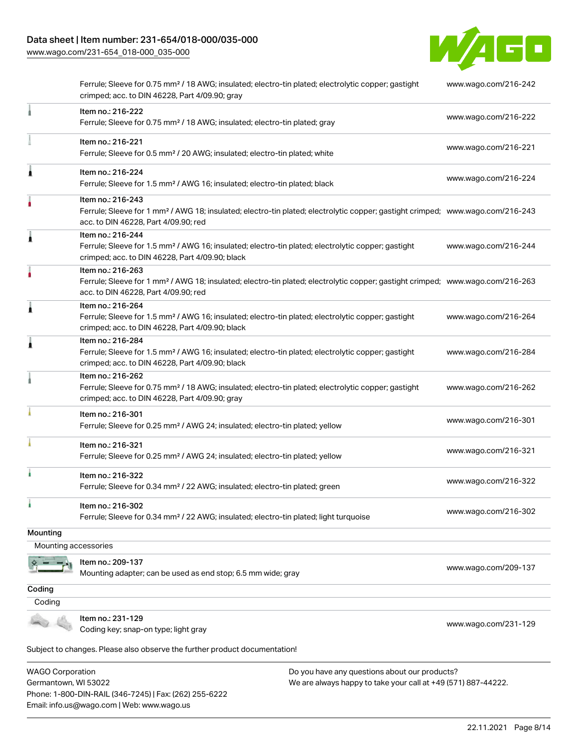| | | |
|---|---|---|
| | Ferrule; Sleeve for 0.75 mm² / 18 AWG; insulated; electro-tin plated; electrolytic copper; gastight crimped; acc. to DIN 46228, Part 4/09.90; gray | www.wago.com/216-242 |
| | Item no.: 216-222<br>Ferrule; Sleeve for 0.75 mm² / 18 AWG; insulated; electro-tin plated; gray | www.wago.com/216-222 |
| | Item no.: 216-221<br>Ferrule; Sleeve for 0.5 mm² / 20 AWG; insulated; electro-tin plated; white | www.wago.com/216-221 |
| | Item no.: 216-224<br>Ferrule; Sleeve for 1.5 mm² / AWG 16; insulated; electro-tin plated; black | www.wago.com/216-224 |
| | Item no.: 216-243<br>Ferrule; Sleeve for 1 mm² / AWG 18; insulated; electro-tin plated; electrolytic copper; gastight crimped; acc. to DIN 46228, Part 4/09.90; red | www.wago.com/216-243 |
| | Item no.: 216-244<br>Ferrule; Sleeve for 1.5 mm² / AWG 16; insulated; electro-tin plated; electrolytic copper; gastight crimped; acc. to DIN 46228, Part 4/09.90; black | www.wago.com/216-244 |
| | Item no.: 216-263<br>Ferrule; Sleeve for 1 mm² / AWG 18; insulated; electro-tin plated; electrolytic copper; gastight crimped; acc. to DIN 46228, Part 4/09.90; red | www.wago.com/216-263 |
| | Item no.: 216-264<br>Ferrule; Sleeve for 1.5 mm² / AWG 16; insulated; electro-tin plated; electrolytic copper; gastight crimped; acc. to DIN 46228, Part 4/09.90; black | www.wago.com/216-264 |
| | Item no.: 216-284<br>Ferrule; Sleeve for 1.5 mm² / AWG 16; insulated; electro-tin plated; electrolytic copper; gastight crimped; acc. to DIN 46228, Part 4/09.90; black | www.wago.com/216-284 |
| | Item no.: 216-262<br>Ferrule; Sleeve for 0.75 mm² / 18 AWG; insulated; electro-tin plated; electrolytic copper; gastight crimped; acc. to DIN 46228, Part 4/09.90; gray | www.wago.com/216-262 |
| | Item no.: 216-301<br>Ferrule; Sleeve for 0.25 mm² / AWG 24; insulated; electro-tin plated; yellow | www.wago.com/216-301 |
| | Item no.: 216-321<br>Ferrule; Sleeve for 0.25 mm² / AWG 24; insulated; electro-tin plated; yellow | www.wago.com/216-321 |
| | Item no.: 216-322<br>Ferrule; Sleeve for 0.34 mm² / 22 AWG; insulated; electro-tin plated; green | www.wago.com/216-322 |
| | Item no.: 216-302<br>Ferrule; Sleeve for 0.34 mm² / 22 AWG; insulated; electro-tin plated; light turquoise | www.wago.com/216-302 |

## Mounting

### Mounting accessories

| | | |
|---|---|---|
| | Item no.: 209-137<br>Mounting adapter; can be used as end stop; 6.5 mm wide; gray | www.wago.com/209-137 |

## Coding

### Coding

| | | |
|---|---|---|
| | Item no.: 231-129<br>Coding key; snap-on type; light gray | www.wago.com/231-129 |

Subject to changes. Please also observe the further product documentation!

WAGO Corporation
Germantown, WI 53022
Phone: 1-800-DIN-RAIL (346-7245) | Fax: (262) 255-6222
Email: info.us@wago.com | Web: www.wago.us

Do you have any questions about our products?
We are always happy to take your call at +49 (571) 887-44222.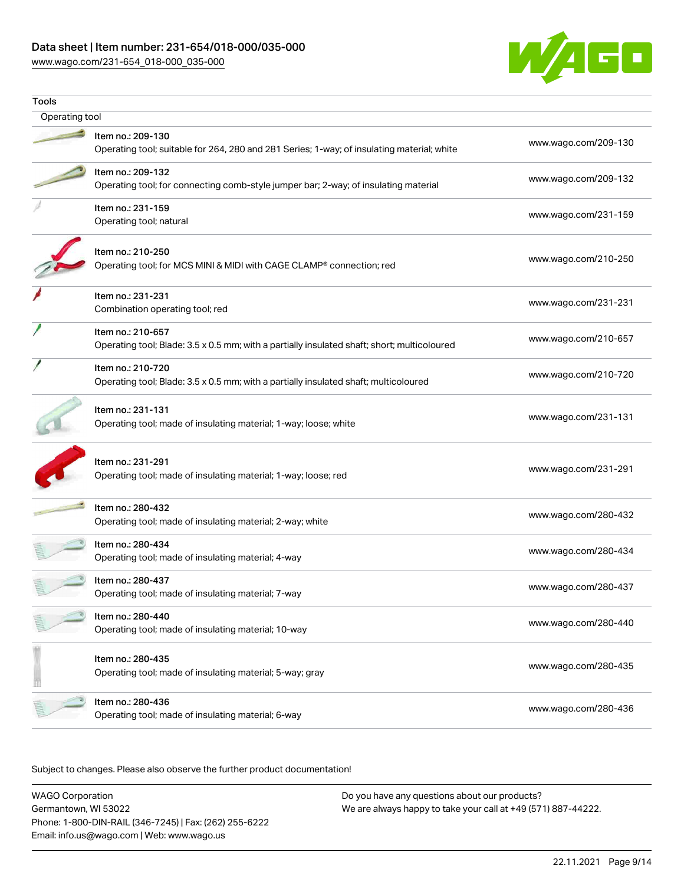## Tools

### Operating tool

| Item | Description | Link |
|---|---|---|
| Item no.: 209-130 | Operating tool; suitable for 264, 280 and 281 Series; 1-way; of insulating material; white | www.wago.com/209-130 |
| Item no.: 209-132 | Operating tool; for connecting comb-style jumper bar; 2-way; of insulating material | www.wago.com/209-132 |
| Item no.: 231-159 | Operating tool; natural | www.wago.com/231-159 |
| Item no.: 210-250 | Operating tool; for MCS MINI & MIDI with CAGE CLAMP® connection; red | www.wago.com/210-250 |
| Item no.: 231-231 | Combination operating tool; red | www.wago.com/231-231 |
| Item no.: 210-657 | Operating tool; Blade: 3.5 x 0.5 mm; with a partially insulated shaft; short; multicoloured | www.wago.com/210-657 |
| Item no.: 210-720 | Operating tool; Blade: 3.5 x 0.5 mm; with a partially insulated shaft; multicoloured | www.wago.com/210-720 |
| Item no.: 231-131 | Operating tool; made of insulating material; 1-way; loose; white | www.wago.com/231-131 |
| Item no.: 231-291 | Operating tool; made of insulating material; 1-way; loose; red | www.wago.com/231-291 |
| Item no.: 280-432 | Operating tool; made of insulating material; 2-way; white | www.wago.com/280-432 |
| Item no.: 280-434 | Operating tool; made of insulating material; 4-way | www.wago.com/280-434 |
| Item no.: 280-437 | Operating tool; made of insulating material; 7-way | www.wago.com/280-437 |
| Item no.: 280-440 | Operating tool; made of insulating material; 10-way | www.wago.com/280-440 |
| Item no.: 280-435 | Operating tool; made of insulating material; 5-way; gray | www.wago.com/280-435 |
| Item no.: 280-436 | Operating tool; made of insulating material; 6-way | www.wago.com/280-436 |

Subject to changes. Please also observe the further product documentation!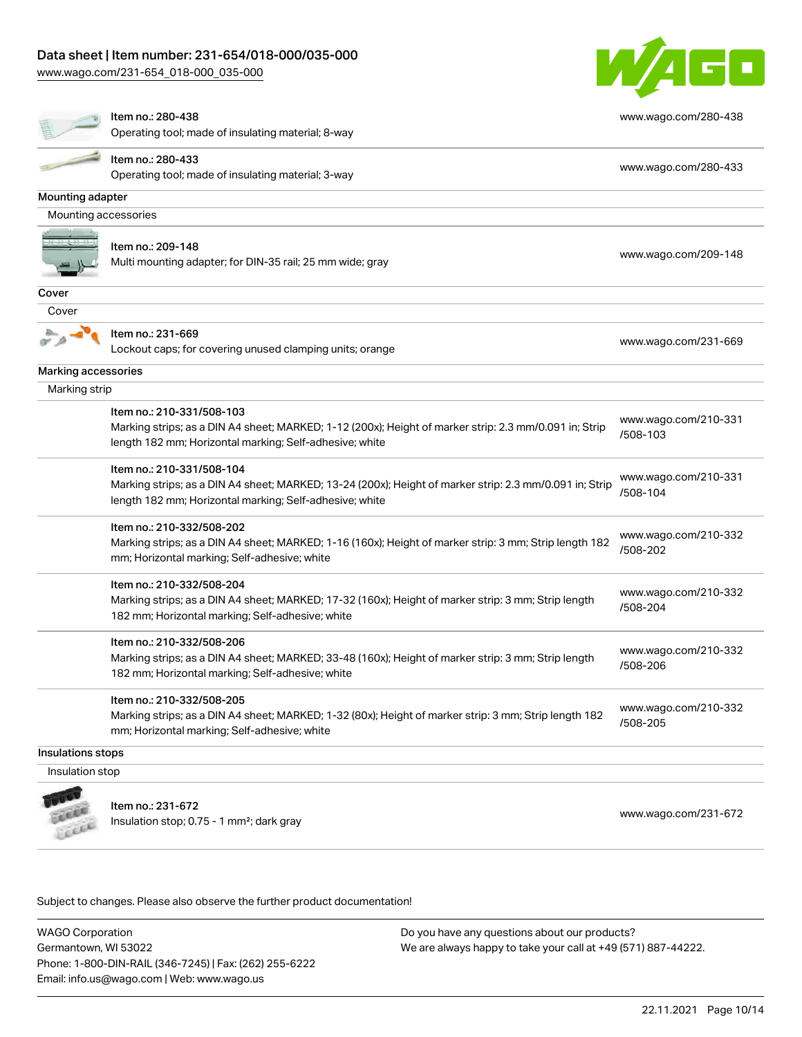| | | |
|---|---|---|
| | Item no.: 280-438<br>Operating tool; made of insulating material; 8-way | www.wago.com/280-438 |
| | Item no.: 280-433<br>Operating tool; made of insulating material; 3-way | www.wago.com/280-433 |

**Mounting adapter**

Mounting accessories

| | | |
|---|---|---|
| | Item no.: 209-148<br>Multi mounting adapter; for DIN-35 rail; 25 mm wide; gray | www.wago.com/209-148 |

**Cover**

Cover

| | | |
|---|---|---|
| | Item no.: 231-669<br>Lockout caps; for covering unused clamping units; orange | www.wago.com/231-669 |

**Marking accessories**

Marking strip

| | | |
|---|---|---|
| | Item no.: 210-331/508-103<br>Marking strips; as a DIN A4 sheet; MARKED; 1-12 (200x); Height of marker strip: 2.3 mm/0.091 in; Strip length 182 mm; Horizontal marking; Self-adhesive; white | www.wago.com/210-331/508-103 |
| | Item no.: 210-331/508-104<br>Marking strips; as a DIN A4 sheet; MARKED; 13-24 (200x); Height of marker strip: 2.3 mm/0.091 in; Strip length 182 mm; Horizontal marking; Self-adhesive; white | www.wago.com/210-331/508-104 |
| | Item no.: 210-332/508-202<br>Marking strips; as a DIN A4 sheet; MARKED; 1-16 (160x); Height of marker strip: 3 mm; Strip length 182 mm; Horizontal marking; Self-adhesive; white | www.wago.com/210-332/508-202 |
| | Item no.: 210-332/508-204<br>Marking strips; as a DIN A4 sheet; MARKED; 17-32 (160x); Height of marker strip: 3 mm; Strip length 182 mm; Horizontal marking; Self-adhesive; white | www.wago.com/210-332/508-204 |
| | Item no.: 210-332/508-206<br>Marking strips; as a DIN A4 sheet; MARKED; 33-48 (160x); Height of marker strip: 3 mm; Strip length 182 mm; Horizontal marking; Self-adhesive; white | www.wago.com/210-332/508-206 |
| | Item no.: 210-332/508-205<br>Marking strips; as a DIN A4 sheet; MARKED; 1-32 (80x); Height of marker strip: 3 mm; Strip length 182 mm; Horizontal marking; Self-adhesive; white | www.wago.com/210-332/508-205 |

**Insulations stops**

Insulation stop

| | | |
|---|---|---|
| | Item no.: 231-672<br>Insulation stop; 0.75 - 1 mm²; dark gray | www.wago.com/231-672 |

Subject to changes. Please also observe the further product documentation!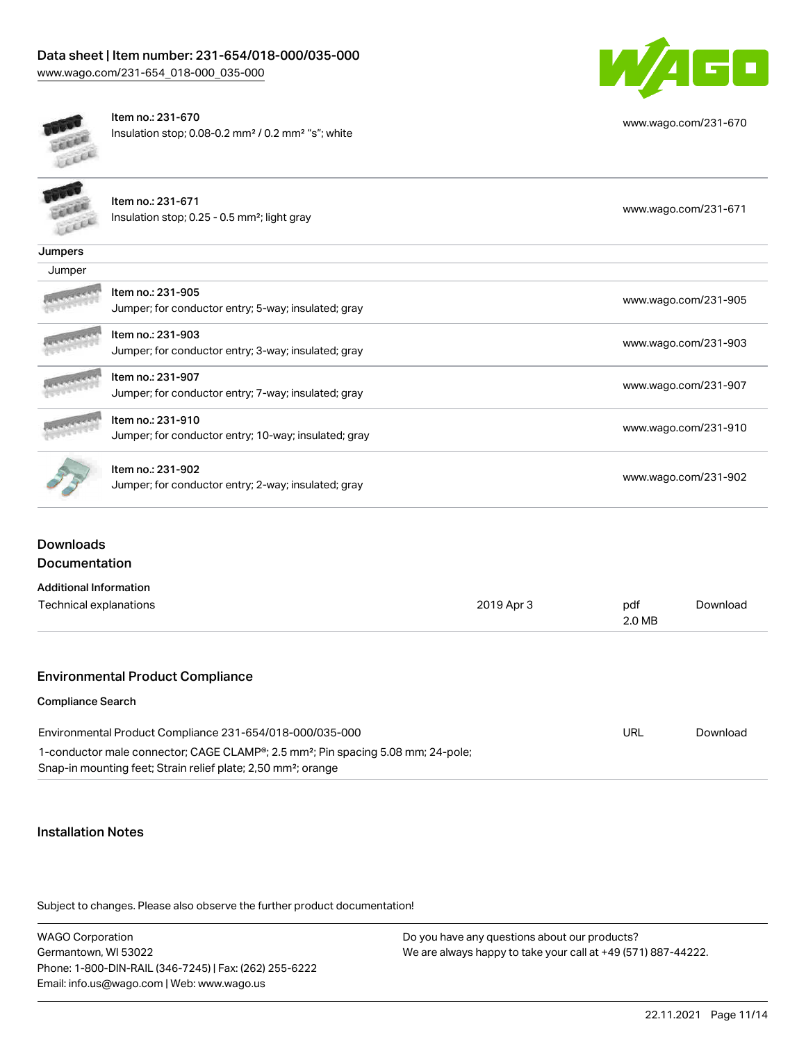| | | |
|---|---|---|
| | Item no.: 231-670<br>Insulation stop; 0.08-0.2 mm² / 0.2 mm² "s"; white | www.wago.com/231-670 |
| | Item no.: 231-671<br>Insulation stop; 0.25 - 0.5 mm²; light gray | www.wago.com/231-671 |

**Jumpers**

Jumper

| | | |
|---|---|---|
| | Item no.: 231-905<br>Jumper; for conductor entry; 5-way; insulated; gray | www.wago.com/231-905 |
| | Item no.: 231-903<br>Jumper; for conductor entry; 3-way; insulated; gray | www.wago.com/231-903 |
| | Item no.: 231-907<br>Jumper; for conductor entry; 7-way; insulated; gray | www.wago.com/231-907 |
| | Item no.: 231-910<br>Jumper; for conductor entry; 10-way; insulated; gray | www.wago.com/231-910 |
| | Item no.: 231-902<br>Jumper; for conductor entry; 2-way; insulated; gray | www.wago.com/231-902 |

## Downloads

## Documentation

**Additional Information**

| | | | |
|---|---|---|---|
| Technical explanations | 2019 Apr 3 | pdf<br>2.0 MB | Download |

## Environmental Product Compliance

**Compliance Search**

| | | |
|---|---|---|
| Environmental Product Compliance 231-654/018-000/035-000<br>1-conductor male connector; CAGE CLAMP®; 2.5 mm²; Pin spacing 5.08 mm; 24-pole; Snap-in mounting feet; Strain relief plate; 2,50 mm²; orange | URL | Download |

## Installation Notes

Subject to changes. Please also observe the further product documentation!

WAGO Corporation
Germantown, WI 53022
Phone: 1-800-DIN-RAIL (346-7245) | Fax: (262) 255-6222
Email: info.us@wago.com | Web: www.wago.us

Do you have any questions about our products?
We are always happy to take your call at +49 (571) 887-44222.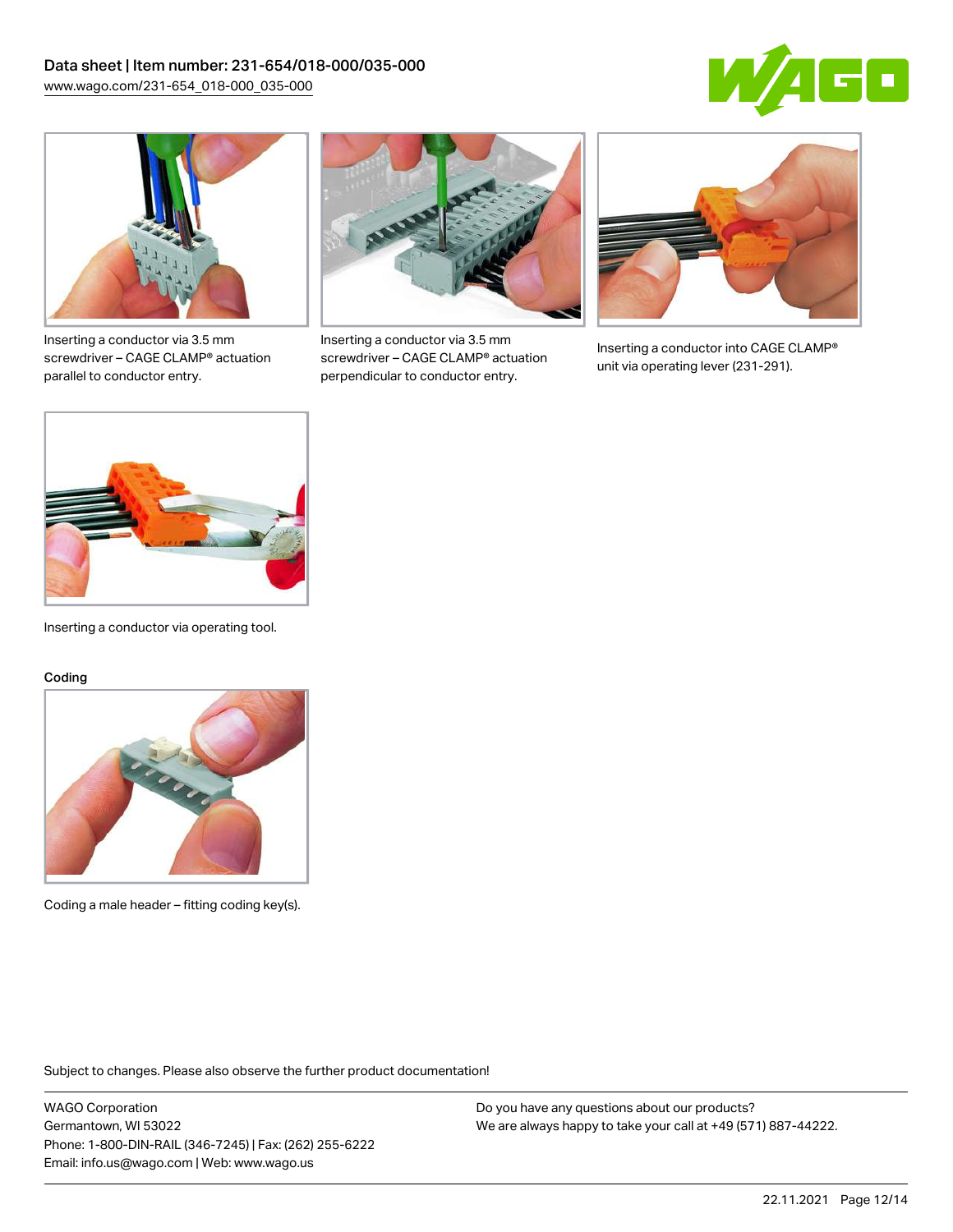Inserting a conductor via 3.5 mm screwdriver – CAGE CLAMP® actuation parallel to conductor entry.

Inserting a conductor via 3.5 mm screwdriver – CAGE CLAMP® actuation perpendicular to conductor entry.

Inserting a conductor into CAGE CLAMP® unit via operating lever (231-291).

Inserting a conductor via operating tool.

Coding

Coding a male header – fitting coding key(s).

Subject to changes. Please also observe the further product documentation!

WAGO Corporation
Germantown, WI 53022
Phone: 1-800-DIN-RAIL (346-7245) | Fax: (262) 255-6222
Email: info.us@wago.com | Web: www.wago.us

Do you have any questions about our products?
We are always happy to take your call at +49 (571) 887-44222.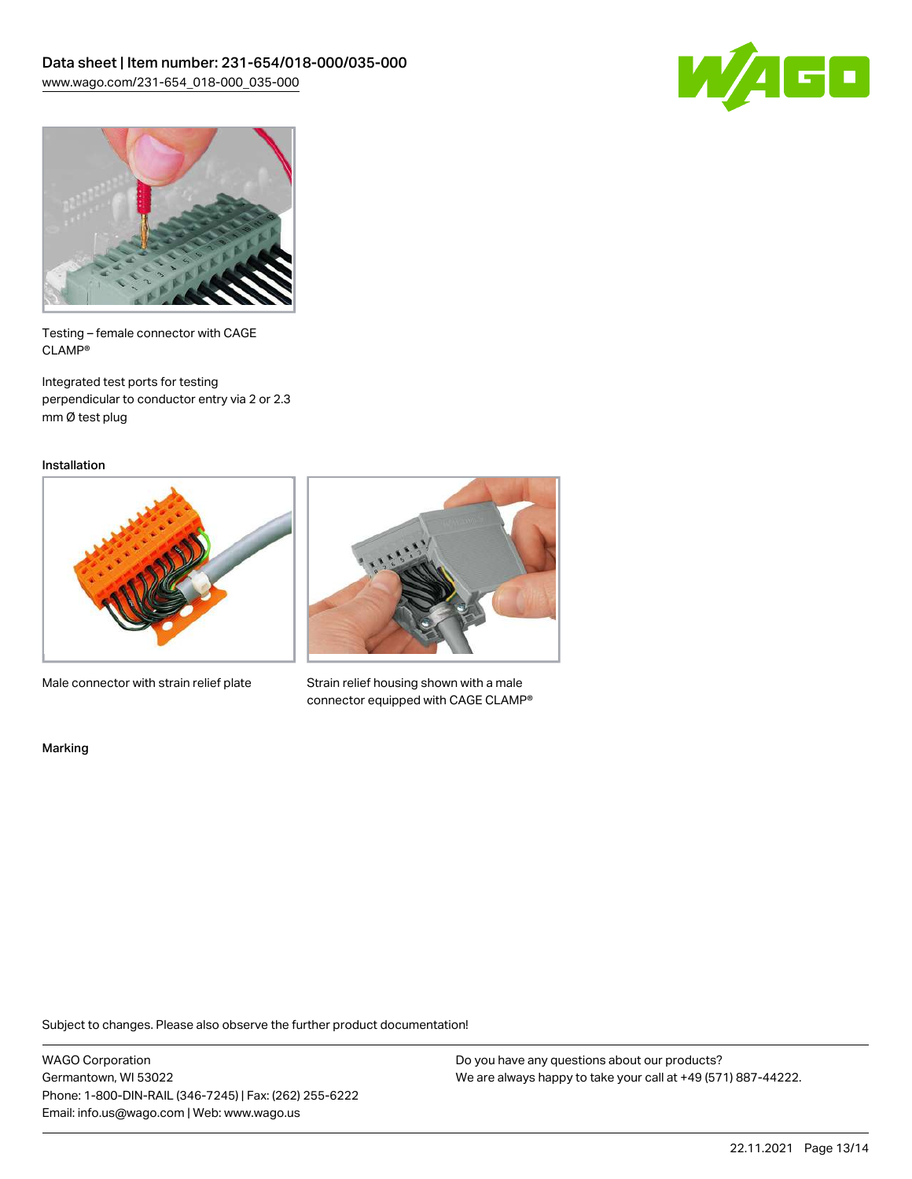Testing – female connector with CAGE CLAMP®

Integrated test ports for testing perpendicular to conductor entry via 2 or 2.3 mm Ø test plug

Installation

Male connector with strain relief plate

Strain relief housing shown with a male connector equipped with CAGE CLAMP®

Marking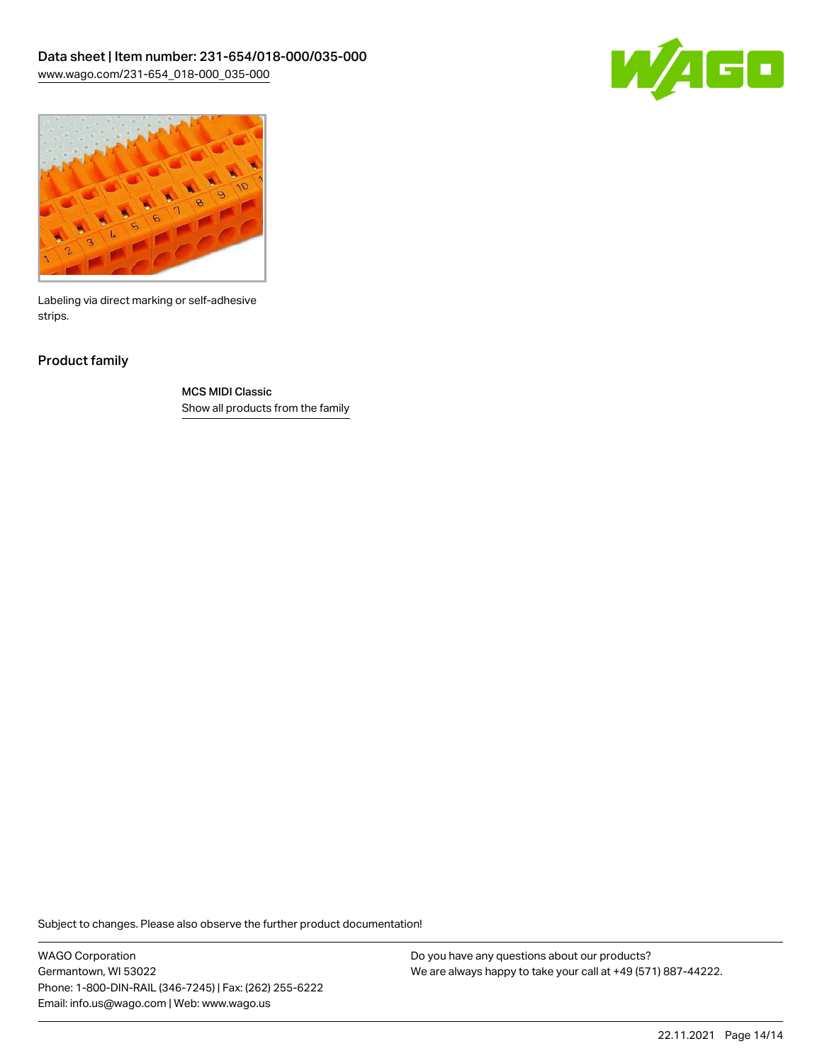Labeling via direct marking or self-adhesive strips.

## Product family

**MCS MIDI Classic**
Show all products from the family

Subject to changes. Please also observe the further product documentation!

WAGO Corporation
Germantown, WI 53022
Phone: 1-800-DIN-RAIL (346-7245) | Fax: (262) 255-6222
Email: info.us@wago.com | Web: www.wago.us

Do you have any questions about our products?
We are always happy to take your call at +49 (571) 887-44222.